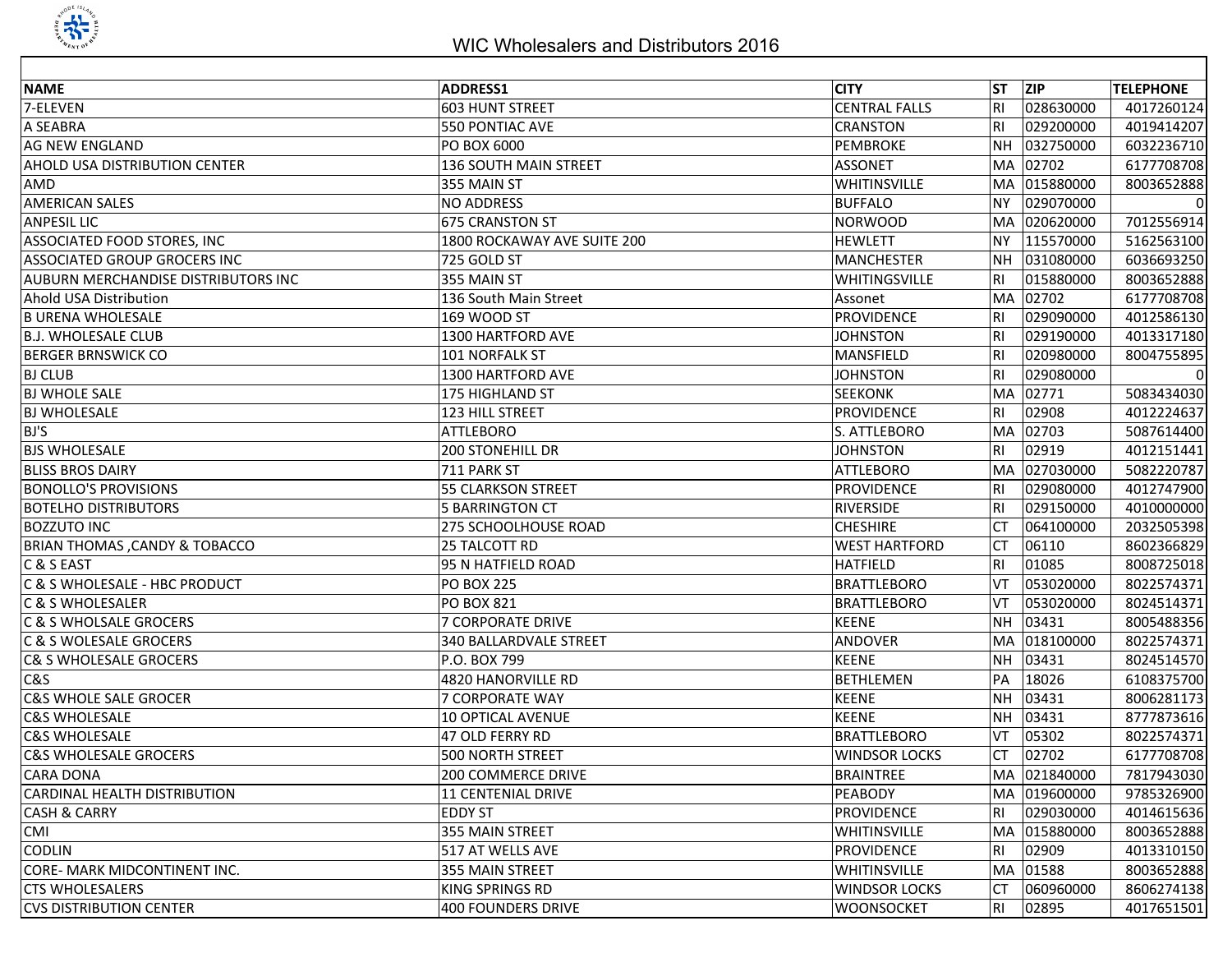# WIC Wholesalers and Distributors 2016

| NAME | ADDRESS1 | CITY | ST | ZIP | TELEPHONE |
|---|---|---|---|---|---|
| 7-ELEVEN | 603 HUNT STREET | CENTRAL FALLS | RI | 028630000 | 4017260124 |
| A SEABRA | 550 PONTIAC AVE | CRANSTON | RI | 029200000 | 4019414207 |
| AG NEW ENGLAND | PO BOX 6000 | PEMBROKE | NH | 032750000 | 6032236710 |
| AHOLD USA DISTRIBUTION CENTER | 136 SOUTH MAIN STREET | ASSONET | MA | 02702 | 6177708708 |
| AMD | 355 MAIN ST | WHITINSVILLE | MA | 015880000 | 8003652888 |
| AMERICAN SALES | NO ADDRESS | BUFFALO | NY | 029070000 | 0 |
| ANPESIL LIC | 675 CRANSTON ST | NORWOOD | MA | 020620000 | 7012556914 |
| ASSOCIATED FOOD STORES, INC | 1800 ROCKAWAY AVE SUITE 200 | HEWLETT | NY | 115570000 | 5162563100 |
| ASSOCIATED GROUP GROCERS INC | 725 GOLD ST | MANCHESTER | NH | 031080000 | 6036693250 |
| AUBURN MERCHANDISE DISTRIBUTORS INC | 355 MAIN ST | WHITINGSVILLE | RI | 015880000 | 8003652888 |
| Ahold USA Distribution | 136 South Main Street | Assonet | MA | 02702 | 6177708708 |
| B URENA WHOLESALE | 169 WOOD ST | PROVIDENCE | RI | 029090000 | 4012586130 |
| B.J. WHOLESALE CLUB | 1300 HARTFORD AVE | JOHNSTON | RI | 029190000 | 4013317180 |
| BERGER BRNSWICK CO | 101 NORFALK ST | MANSFIELD | RI | 020980000 | 8004755895 |
| BJ CLUB | 1300 HARTFORD AVE | JOHNSTON | RI | 029080000 | 0 |
| BJ WHOLE SALE | 175 HIGHLAND ST | SEEKONK | MA | 02771 | 5083434030 |
| BJ WHOLESALE | 123 HILL STREET | PROVIDENCE | RI | 02908 | 4012224637 |
| BJ'S | ATTLEBORO | S. ATTLEBORO | MA | 02703 | 5087614400 |
| BJS WHOLESALE | 200 STONEHILL DR | JOHNSTON | RI | 02919 | 4012151441 |
| BLISS BROS DAIRY | 711 PARK ST | ATTLEBORO | MA | 027030000 | 5082220787 |
| BONOLLO'S PROVISIONS | 55 CLARKSON STREET | PROVIDENCE | RI | 029080000 | 4012747900 |
| BOTELHO DISTRIBUTORS | 5 BARRINGTON CT | RIVERSIDE | RI | 029150000 | 4010000000 |
| BOZZUTO INC | 275 SCHOOLHOUSE ROAD | CHESHIRE | CT | 064100000 | 2032505398 |
| BRIAN THOMAS ,CANDY & TOBACCO | 25 TALCOTT RD | WEST HARTFORD | CT | 06110 | 8602366829 |
| C & S EAST | 95 N HATFIELD ROAD | HATFIELD | RI | 01085 | 8008725018 |
| C & S WHOLESALE - HBC PRODUCT | PO BOX 225 | BRATTLEBORO | VT | 053020000 | 8022574371 |
| C & S WHOLESALER | PO BOX 821 | BRATTLEBORO | VT | 053020000 | 8024514371 |
| C & S WHOLSALE GROCERS | 7 CORPORATE DRIVE | KEENE | NH | 03431 | 8005488356 |
| C & S WOLESALE GROCERS | 340 BALLARDVALE STREET | ANDOVER | MA | 018100000 | 8022574371 |
| C& S WHOLESALE GROCERS | P.O. BOX 799 | KEENE | NH | 03431 | 8024514570 |
| C&S | 4820 HANORVILLE RD | BETHLEMEN | PA | 18026 | 6108375700 |
| C&S WHOLE SALE GROCER | 7 CORPORATE WAY | KEENE | NH | 03431 | 8006281173 |
| C&S WHOLESALE | 10 OPTICAL AVENUE | KEENE | NH | 03431 | 8777873616 |
| C&S WHOLESALE | 47 OLD FERRY RD | BRATTLEBORO | VT | 05302 | 8022574371 |
| C&S WHOLESALE GROCERS | 500 NORTH STREET | WINDSOR LOCKS | CT | 02702 | 6177708708 |
| CARA DONA | 200 COMMERCE DRIVE | BRAINTREE | MA | 021840000 | 7817943030 |
| CARDINAL HEALTH DISTRIBUTION | 11 CENTENIAL DRIVE | PEABODY | MA | 019600000 | 9785326900 |
| CASH & CARRY | EDDY ST | PROVIDENCE | RI | 029030000 | 4014615636 |
| CMI | 355 MAIN STREET | WHITINSVILLE | MA | 015880000 | 8003652888 |
| CODLIN | 517 AT WELLS AVE | PROVIDENCE | RI | 02909 | 4013310150 |
| CORE- MARK MIDCONTINENT INC. | 355 MAIN STREET | WHITINSVILLE | MA | 01588 | 8003652888 |
| CTS WHOLESALERS | KING SPRINGS RD | WINDSOR LOCKS | CT | 060960000 | 8606274138 |
| CVS DISTRIBUTION CENTER | 400 FOUNDERS DRIVE | WOONSOCKET | RI | 02895 | 4017651501 |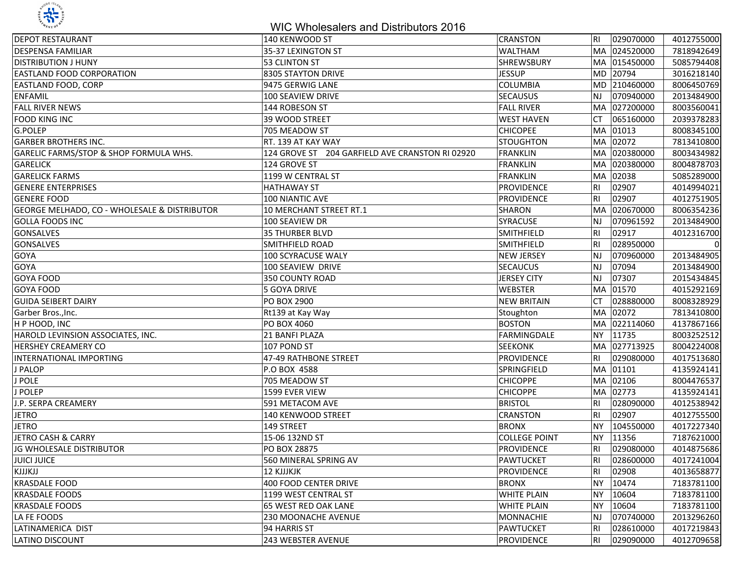## WIC Wholesalers and Distributors 2016

| | | | | | |
|---|---|---|---|---|---|
| DEPOT RESTAURANT | 140 KENWOOD ST | CRANSTON | RI | 029070000 | 4012755000 |
| DESPENSA FAMILIAR | 35-37 LEXINGTON ST | WALTHAM | MA | 024520000 | 7818942649 |
| DISTRIBUTION J HUNY | 53 CLINTON ST | SHREWSBURY | MA | 015450000 | 5085794408 |
| EASTLAND FOOD CORPORATION | 8305 STAYTON DRIVE | JESSUP | MD | 20794 | 3016218140 |
| EASTLAND FOOD, CORP | 9475 GERWIG LANE | COLUMBIA | MD | 210460000 | 8006450769 |
| ENFAMIL | 100 SEAVIEW DRIVE | SECAUSUS | NJ | 070940000 | 2013484900 |
| FALL RIVER NEWS | 144 ROBESON ST | FALL RIVER | MA | 027200000 | 8003560041 |
| FOOD KING INC | 39 WOOD STREET | WEST HAVEN | CT | 065160000 | 2039378283 |
| G.POLEP | 705 MEADOW ST | CHICOPEE | MA | 01013 | 8008345100 |
| GARBER BROTHERS INC. | RT. 139 AT KAY WAY | STOUGHTON | MA | 02072 | 7813410800 |
| GARELIC FARMS/STOP & SHOP FORMULA WHS. | 124 GROVE ST 204 GARFIELD AVE CRANSTON RI 02920 | FRANKLIN | MA | 020380000 | 8003434982 |
| GARELICK | 124 GROVE ST | FRANKLIN | MA | 020380000 | 8004878703 |
| GARELICK FARMS | 1199 W CENTRAL ST | FRANKLIN | MA | 02038 | 5085289000 |
| GENERE ENTERPRISES | HATHAWAY ST | PROVIDENCE | RI | 02907 | 4014994021 |
| GENERE FOOD | 100 NIANTIC AVE | PROVIDENCE | RI | 02907 | 4012751905 |
| GEORGE MELHADO, CO - WHOLESALE & DISTRIBUTOR | 10 MERCHANT STREET RT.1 | SHARON | MA | 020670000 | 8006354236 |
| GOLLA FOODS INC | 100 SEAVIEW DR | SYRACUSE | NJ | 070961592 | 2013484900 |
| GONSALVES | 35 THURBER BLVD | SMITHFIELD | RI | 02917 | 4012316700 |
| GONSALVES | SMITHFIELD ROAD | SMITHFIELD | RI | 028950000 | 0 |
| GOYA | 100 SCYRACUSE WALY | NEW JERSEY | NJ | 070960000 | 2013484905 |
| GOYA | 100 SEAVIEW DRIVE | SECAUCUS | NJ | 07094 | 2013484900 |
| GOYA FOOD | 350 COUNTY ROAD | JERSEY CITY | NJ | 07307 | 2015434845 |
| GOYA FOOD | 5 GOYA DRIVE | WEBSTER | MA | 01570 | 4015292169 |
| GUIDA SEIBERT DAIRY | PO BOX 2900 | NEW BRITAIN | CT | 028880000 | 8008328929 |
| Garber Bros.,Inc. | Rt139 at Kay Way | Stoughton | MA | 02072 | 7813410800 |
| H P HOOD, INC | PO BOX 4060 | BOSTON | MA | 022114060 | 4137867166 |
| HAROLD LEVINSION ASSOCIATES, INC. | 21 BANFI PLAZA | FARMINGDALE | NY | 11735 | 8003252512 |
| HERSHEY CREAMERY CO | 107 POND ST | SEEKONK | MA | 027713925 | 8004224008 |
| INTERNATIONAL IMPORTING | 47-49 RATHBONE STREET | PROVIDENCE | RI | 029080000 | 4017513680 |
| J PALOP | P.O BOX 4588 | SPRINGFIELD | MA | 01101 | 4135924141 |
| J POLE | 705 MEADOW ST | CHICOPPE | MA | 02106 | 8004476537 |
| J POLEP | 1599 EVER VIEW | CHICOPPE | MA | 02773 | 4135924141 |
| J.P. SERPA CREAMERY | 591 METACOM AVE | BRISTOL | RI | 028090000 | 4012538942 |
| JETRO | 140 KENWOOD STREET | CRANSTON | RI | 02907 | 4012755500 |
| JETRO | 149 STREET | BRONX | NY | 104550000 | 4017227340 |
| JETRO CASH & CARRY | 15-06 132ND ST | COLLEGE POINT | NY | 11356 | 7187621000 |
| JG WHOLESALE DISTRIBUTOR | PO BOX 28875 | PROVIDENCE | RI | 029080000 | 4014875686 |
| JUICI JUICE | 560 MINERAL SPRING AV | PAWTUCKET | RI | 028600000 | 4017241004 |
| KJJJKJJ | 12 KJJJKJK | PROVIDENCE | RI | 02908 | 4013658877 |
| KRASDALE FOOD | 400 FOOD CENTER DRIVE | BRONX | NY | 10474 | 7183781100 |
| KRASDALE FOODS | 1199 WEST CENTRAL ST | WHITE PLAIN | NY | 10604 | 7183781100 |
| KRASDALE FOODS | 65 WEST RED OAK LANE | WHITE PLAIN | NY | 10604 | 7183781100 |
| LA FE FOODS | 230 MOONACHE AVENUE | MONNACHIE | NJ | 070740000 | 2013296260 |
| LATINAMERICA DIST | 94 HARRIS ST | PAWTUCKET | RI | 028610000 | 4017219843 |
| LATINO DISCOUNT | 243 WEBSTER AVENUE | PROVIDENCE | RI | 029090000 | 4012709658 |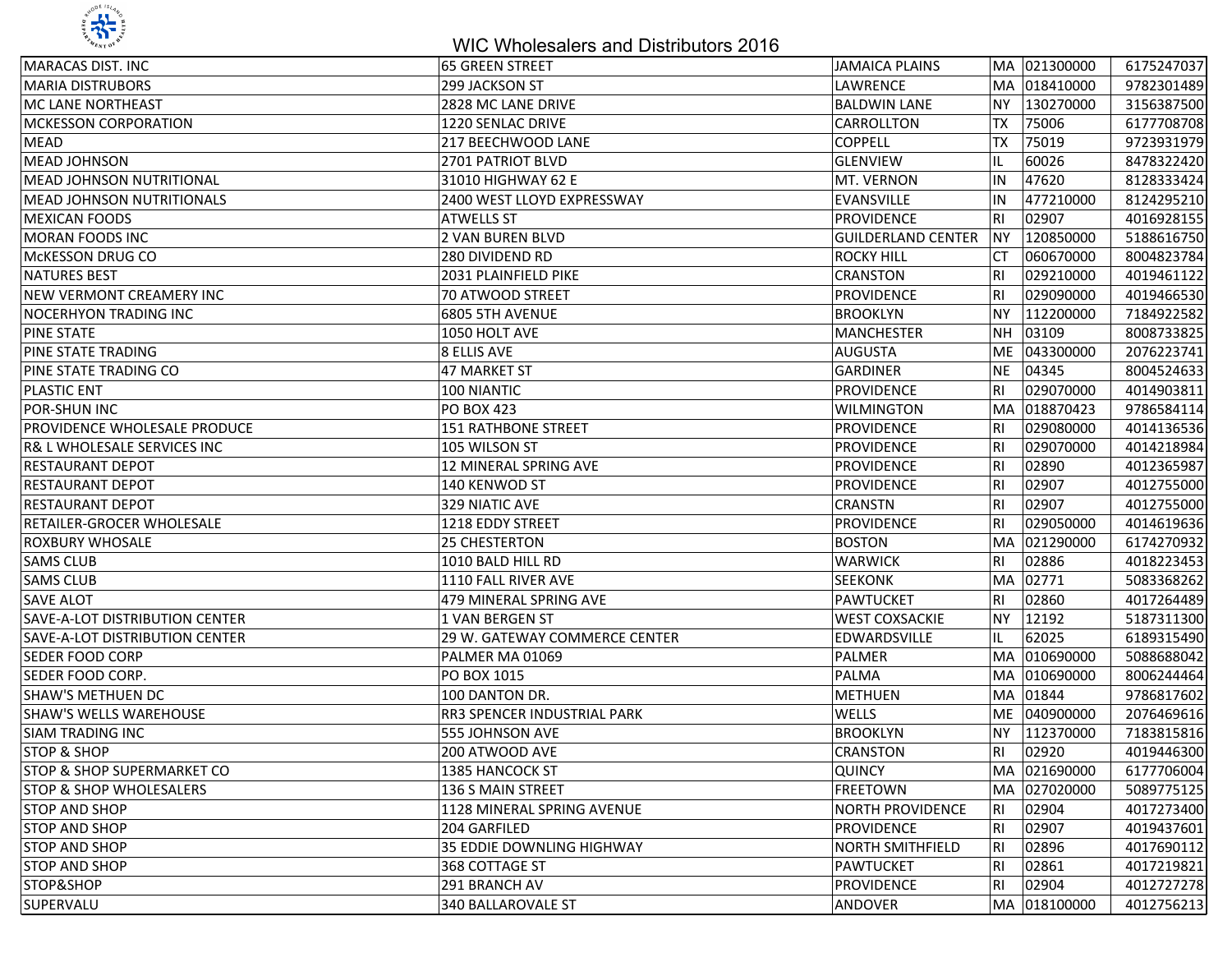## WIC Wholesalers and Distributors 2016

| | | | | | |
|---|---|---|---|---|---|
| MARACAS DIST. INC | 65 GREEN STREET | JAMAICA PLAINS | MA | 021300000 | 6175247037 |
| MARIA DISTRUBORS | 299 JACKSON ST | LAWRENCE | MA | 018410000 | 9782301489 |
| MC LANE NORTHEAST | 2828 MC LANE DRIVE | BALDWIN LANE | NY | 130270000 | 3156387500 |
| MCKESSON CORPORATION | 1220 SENLAC DRIVE | CARROLLTON | TX | 75006 | 6177708708 |
| MEAD | 217 BEECHWOOD LANE | COPPELL | TX | 75019 | 9723931979 |
| MEAD JOHNSON | 2701 PATRIOT BLVD | GLENVIEW | IL | 60026 | 8478322420 |
| MEAD JOHNSON NUTRITIONAL | 31010 HIGHWAY 62 E | MT. VERNON | IN | 47620 | 8128333424 |
| MEAD JOHNSON NUTRITIONALS | 2400 WEST LLOYD EXPRESSWAY | EVANSVILLE | IN | 477210000 | 8124295210 |
| MEXICAN FOODS | ATWELLS ST | PROVIDENCE | RI | 02907 | 4016928155 |
| MORAN FOODS INC | 2 VAN BUREN BLVD | GUILDERLAND CENTER | NY | 120850000 | 5188616750 |
| McKESSON DRUG CO | 280 DIVIDEND RD | ROCKY HILL | CT | 060670000 | 8004823784 |
| NATURES BEST | 2031 PLAINFIELD PIKE | CRANSTON | RI | 029210000 | 4019461122 |
| NEW VERMONT CREAMERY INC | 70 ATWOOD STREET | PROVIDENCE | RI | 029090000 | 4019466530 |
| NOCERHYON TRADING INC | 6805 5TH AVENUE | BROOKLYN | NY | 112200000 | 7184922582 |
| PINE STATE | 1050 HOLT AVE | MANCHESTER | NH | 03109 | 8008733825 |
| PINE STATE TRADING | 8 ELLIS AVE | AUGUSTA | ME | 043300000 | 2076223741 |
| PINE STATE TRADING CO | 47 MARKET ST | GARDINER | NE | 04345 | 8004524633 |
| PLASTIC ENT | 100 NIANTIC | PROVIDENCE | RI | 029070000 | 4014903811 |
| POR-SHUN INC | PO BOX 423 | WILMINGTON | MA | 018870423 | 9786584114 |
| PROVIDENCE WHOLESALE PRODUCE | 151 RATHBONE STREET | PROVIDENCE | RI | 029080000 | 4014136536 |
| R& L WHOLESALE SERVICES INC | 105 WILSON ST | PROVIDENCE | RI | 029070000 | 4014218984 |
| RESTAURANT DEPOT | 12 MINERAL SPRING AVE | PROVIDENCE | RI | 02890 | 4012365987 |
| RESTAURANT DEPOT | 140 KENWOD ST | PROVIDENCE | RI | 02907 | 4012755000 |
| RESTAURANT DEPOT | 329 NIATIC AVE | CRANSTN | RI | 02907 | 4012755000 |
| RETAILER-GROCER WHOLESALE | 1218 EDDY STREET | PROVIDENCE | RI | 029050000 | 4014619636 |
| ROXBURY WHOSALE | 25 CHESTERTON | BOSTON | MA | 021290000 | 6174270932 |
| SAMS CLUB | 1010 BALD HILL RD | WARWICK | RI | 02886 | 4018223453 |
| SAMS CLUB | 1110 FALL RIVER AVE | SEEKONK | MA | 02771 | 5083368262 |
| SAVE ALOT | 479 MINERAL SPRING AVE | PAWTUCKET | RI | 02860 | 4017264489 |
| SAVE-A-LOT DISTRIBUTION CENTER | 1 VAN BERGEN ST | WEST COXSACKIE | NY | 12192 | 5187311300 |
| SAVE-A-LOT DISTRIBUTION CENTER | 29 W. GATEWAY COMMERCE CENTER | EDWARDSVILLE | IL | 62025 | 6189315490 |
| SEDER FOOD CORP | PALMER MA 01069 | PALMER | MA | 010690000 | 5088688042 |
| SEDER FOOD CORP. | PO BOX 1015 | PALMA | MA | 010690000 | 8006244464 |
| SHAW'S METHUEN DC | 100 DANTON DR. | METHUEN | MA | 01844 | 9786817602 |
| SHAW'S WELLS WAREHOUSE | RR3 SPENCER INDUSTRIAL PARK | WELLS | ME | 040900000 | 2076469616 |
| SIAM TRADING INC | 555 JOHNSON AVE | BROOKLYN | NY | 112370000 | 7183815816 |
| STOP & SHOP | 200 ATWOOD AVE | CRANSTON | RI | 02920 | 4019446300 |
| STOP & SHOP SUPERMARKET CO | 1385 HANCOCK ST | QUINCY | MA | 021690000 | 6177706004 |
| STOP & SHOP WHOLESALERS | 136 S MAIN STREET | FREETOWN | MA | 027020000 | 5089775125 |
| STOP AND SHOP | 1128 MINERAL SPRING AVENUE | NORTH PROVIDENCE | RI | 02904 | 4017273400 |
| STOP AND SHOP | 204 GARFILED | PROVIDENCE | RI | 02907 | 4019437601 |
| STOP AND SHOP | 35 EDDIE DOWNLING HIGHWAY | NORTH SMITHFIELD | RI | 02896 | 4017690112 |
| STOP AND SHOP | 368 COTTAGE ST | PAWTUCKET | RI | 02861 | 4017219821 |
| STOP&SHOP | 291 BRANCH AV | PROVIDENCE | RI | 02904 | 4012727278 |
| SUPERVALU | 340 BALLAROVALE ST | ANDOVER | MA | 018100000 | 4012756213 |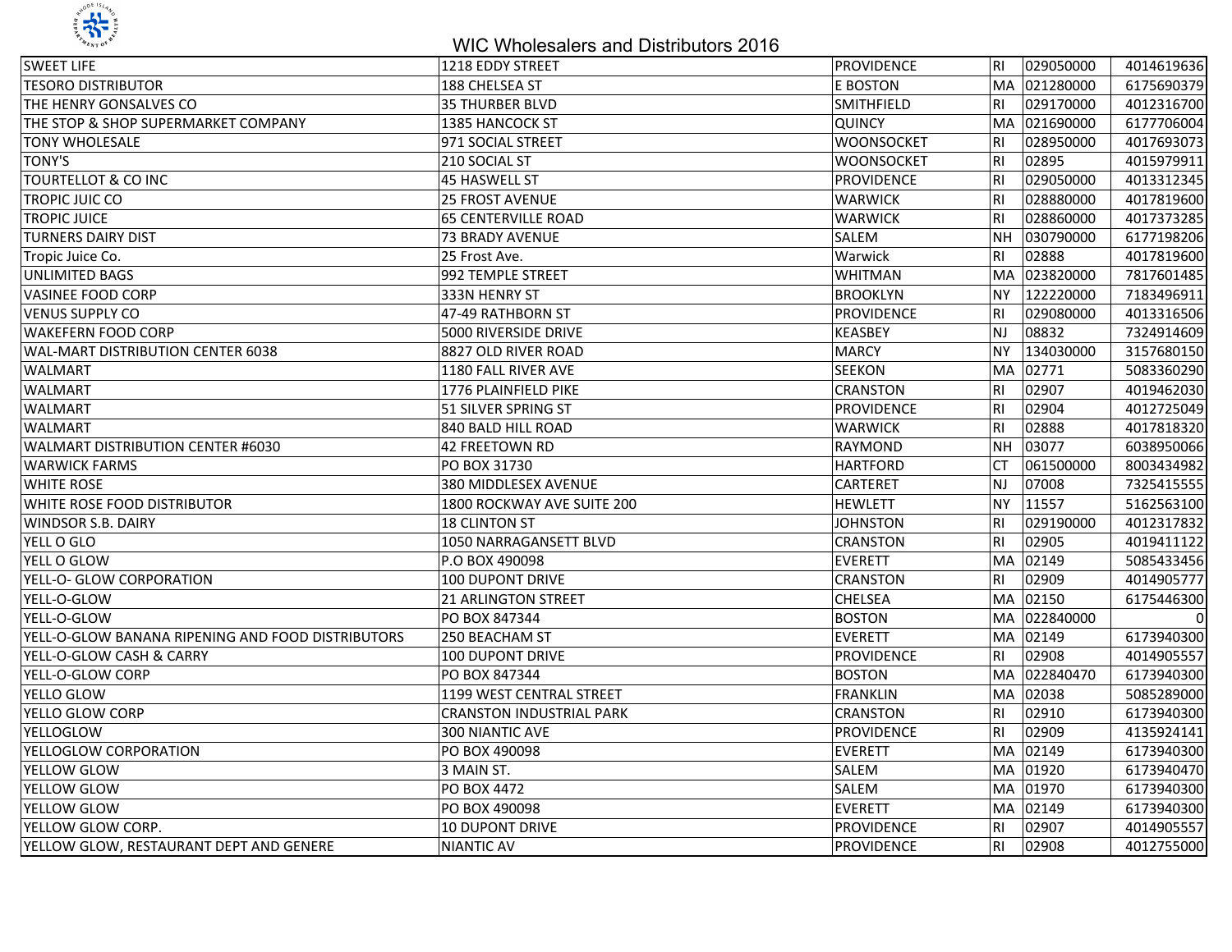## WIC Wholesalers and Distributors 2016

| | | | | | |
|---|---|---|---|---|---|
| SWEET LIFE | 1218 EDDY STREET | PROVIDENCE | RI | 029050000 | 4014619636 |
| TESORO DISTRIBUTOR | 188 CHELSEA ST | E BOSTON | MA | 021280000 | 6175690379 |
| THE HENRY GONSALVES CO | 35 THURBER BLVD | SMITHFIELD | RI | 029170000 | 4012316700 |
| THE STOP & SHOP SUPERMARKET COMPANY | 1385 HANCOCK ST | QUINCY | MA | 021690000 | 6177706004 |
| TONY WHOLESALE | 971 SOCIAL STREET | WOONSOCKET | RI | 028950000 | 4017693073 |
| TONY'S | 210 SOCIAL ST | WOONSOCKET | RI | 02895 | 4015979911 |
| TOURTELLOT & CO INC | 45 HASWELL ST | PROVIDENCE | RI | 029050000 | 4013312345 |
| TROPIC JUIC CO | 25 FROST AVENUE | WARWICK | RI | 028880000 | 4017819600 |
| TROPIC JUICE | 65 CENTERVILLE ROAD | WARWICK | RI | 028860000 | 4017373285 |
| TURNERS DAIRY DIST | 73 BRADY AVENUE | SALEM | NH | 030790000 | 6177198206 |
| Tropic Juice Co. | 25 Frost Ave. | Warwick | RI | 02888 | 4017819600 |
| UNLIMITED BAGS | 992 TEMPLE STREET | WHITMAN | MA | 023820000 | 7817601485 |
| VASINEE FOOD CORP | 333N HENRY ST | BROOKLYN | NY | 122220000 | 7183496911 |
| VENUS SUPPLY CO | 47-49 RATHBORN ST | PROVIDENCE | RI | 029080000 | 4013316506 |
| WAKEFERN FOOD CORP | 5000 RIVERSIDE DRIVE | KEASBEY | NJ | 08832 | 7324914609 |
| WAL-MART DISTRIBUTION CENTER 6038 | 8827 OLD RIVER ROAD | MARCY | NY | 134030000 | 3157680150 |
| WALMART | 1180 FALL RIVER AVE | SEEKON | MA | 02771 | 5083360290 |
| WALMART | 1776 PLAINFIELD PIKE | CRANSTON | RI | 02907 | 4019462030 |
| WALMART | 51 SILVER SPRING ST | PROVIDENCE | RI | 02904 | 4012725049 |
| WALMART | 840 BALD HILL ROAD | WARWICK | RI | 02888 | 4017818320 |
| WALMART DISTRIBUTION CENTER #6030 | 42 FREETOWN RD | RAYMOND | NH | 03077 | 6038950066 |
| WARWICK FARMS | PO BOX 31730 | HARTFORD | CT | 061500000 | 8003434982 |
| WHITE ROSE | 380 MIDDLESEX AVENUE | CARTERET | NJ | 07008 | 7325415555 |
| WHITE ROSE FOOD DISTRIBUTOR | 1800 ROCKWAY AVE SUITE 200 | HEWLETT | NY | 11557 | 5162563100 |
| WINDSOR S.B. DAIRY | 18 CLINTON ST | JOHNSTON | RI | 029190000 | 4012317832 |
| YELL O GLO | 1050 NARRAGANSETT BLVD | CRANSTON | RI | 02905 | 4019411122 |
| YELL O GLOW | P.O BOX 490098 | EVERETT | MA | 02149 | 5085433456 |
| YELL-O- GLOW CORPORATION | 100 DUPONT DRIVE | CRANSTON | RI | 02909 | 4014905777 |
| YELL-O-GLOW | 21 ARLINGTON STREET | CHELSEA | MA | 02150 | 6175446300 |
| YELL-O-GLOW | PO BOX 847344 | BOSTON | MA | 022840000 | 0 |
| YELL-O-GLOW BANANA RIPENING AND FOOD DISTRIBUTORS | 250 BEACHAM ST | EVERETT | MA | 02149 | 6173940300 |
| YELL-O-GLOW CASH & CARRY | 100 DUPONT DRIVE | PROVIDENCE | RI | 02908 | 4014905557 |
| YELL-O-GLOW CORP | PO BOX 847344 | BOSTON | MA | 022840470 | 6173940300 |
| YELLO GLOW | 1199 WEST CENTRAL STREET | FRANKLIN | MA | 02038 | 5085289000 |
| YELLO GLOW CORP | CRANSTON INDUSTRIAL PARK | CRANSTON | RI | 02910 | 6173940300 |
| YELLOGLOW | 300 NIANTIC AVE | PROVIDENCE | RI | 02909 | 4135924141 |
| YELLOGLOW CORPORATION | PO BOX 490098 | EVERETT | MA | 02149 | 6173940300 |
| YELLOW GLOW | 3 MAIN ST. | SALEM | MA | 01920 | 6173940470 |
| YELLOW GLOW | PO BOX 4472 | SALEM | MA | 01970 | 6173940300 |
| YELLOW GLOW | PO BOX 490098 | EVERETT | MA | 02149 | 6173940300 |
| YELLOW GLOW CORP. | 10 DUPONT DRIVE | PROVIDENCE | RI | 02907 | 4014905557 |
| YELLOW GLOW, RESTAURANT DEPT AND GENERE | NIANTIC AV | PROVIDENCE | RI | 02908 | 4012755000 |